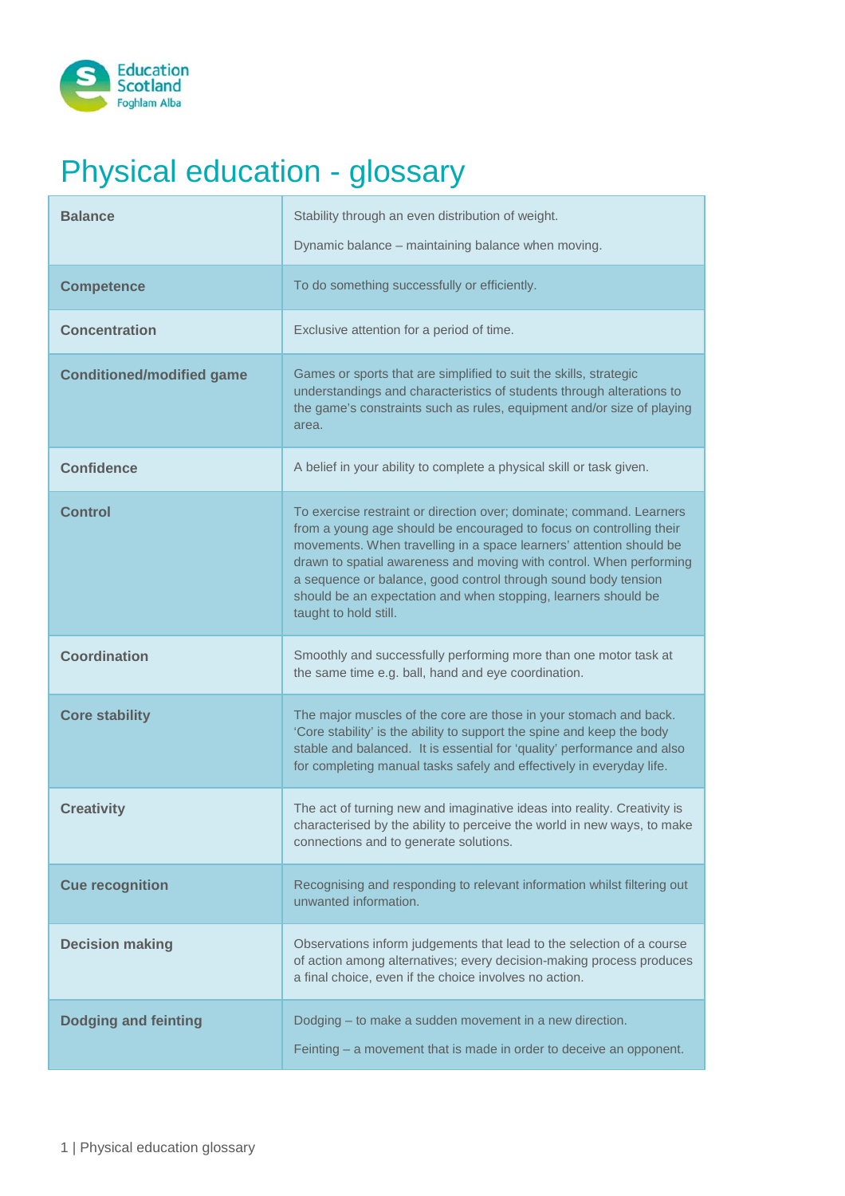# Physical education - glossary

| Term | Definition |
|---|---|
| **Balance** | Stability through an even distribution of weight.<br><br>Dynamic balance – maintaining balance when moving. |
| **Competence** | To do something successfully or efficiently. |
| **Concentration** | Exclusive attention for a period of time. |
| **Conditioned/modified game** | Games or sports that are simplified to suit the skills, strategic understandings and characteristics of students through alterations to the game's constraints such as rules, equipment and/or size of playing area. |
| **Confidence** | A belief in your ability to complete a physical skill or task given. |
| **Control** | To exercise restraint or direction over; dominate; command. Learners from a young age should be encouraged to focus on controlling their movements. When travelling in a space learners' attention should be drawn to spatial awareness and moving with control. When performing a sequence or balance, good control through sound body tension should be an expectation and when stopping, learners should be taught to hold still. |
| **Coordination** | Smoothly and successfully performing more than one motor task at the same time e.g. ball, hand and eye coordination. |
| **Core stability** | The major muscles of the core are those in your stomach and back. 'Core stability' is the ability to support the spine and keep the body stable and balanced. It is essential for 'quality' performance and also for completing manual tasks safely and effectively in everyday life. |
| **Creativity** | The act of turning new and imaginative ideas into reality. Creativity is characterised by the ability to perceive the world in new ways, to make connections and to generate solutions. |
| **Cue recognition** | Recognising and responding to relevant information whilst filtering out unwanted information. |
| **Decision making** | Observations inform judgements that lead to the selection of a course of action among alternatives; every decision-making process produces a final choice, even if the choice involves no action. |
| **Dodging and feinting** | Dodging – to make a sudden movement in a new direction.<br><br>Feinting – a movement that is made in order to deceive an opponent. |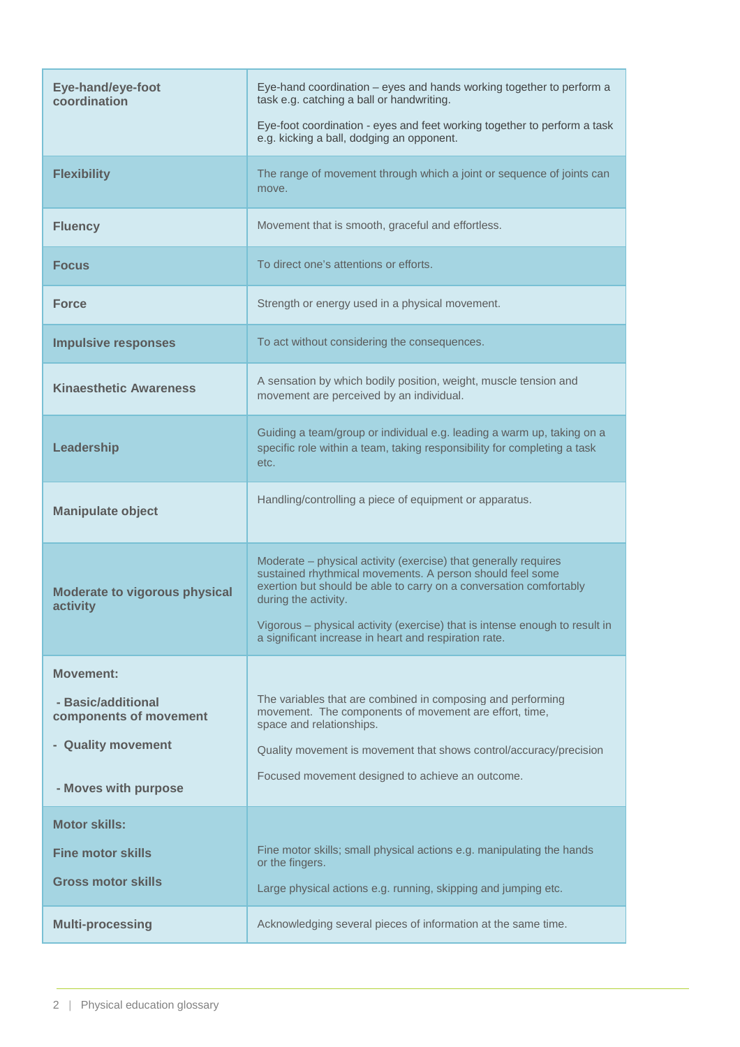| Term | Definition |
|---|---|
| **Eye-hand/eye-foot coordination** | Eye-hand coordination – eyes and hands working together to perform a task e.g. catching a ball or handwriting.<br><br>Eye-foot coordination - eyes and feet working together to perform a task e.g. kicking a ball, dodging an opponent. |
| **Flexibility** | The range of movement through which a joint or sequence of joints can move. |
| **Fluency** | Movement that is smooth, graceful and effortless. |
| **Focus** | To direct one's attentions or efforts. |
| **Force** | Strength or energy used in a physical movement. |
| **Impulsive responses** | To act without considering the consequences. |
| **Kinaesthetic Awareness** | A sensation by which bodily position, weight, muscle tension and movement are perceived by an individual. |
| **Leadership** | Guiding a team/group or individual e.g. leading a warm up, taking on a specific role within a team, taking responsibility for completing a task etc. |
| **Manipulate object** | Handling/controlling a piece of equipment or apparatus. |
| **Moderate to vigorous physical activity** | Moderate – physical activity (exercise) that generally requires sustained rhythmical movements. A person should feel some exertion but should be able to carry on a conversation comfortably during the activity.<br><br>Vigorous – physical activity (exercise) that is intense enough to result in a significant increase in heart and respiration rate. |
| **Movement:**<br><br>**- Basic/additional components of movement**<br><br>**- Quality movement**<br><br>**- Moves with purpose** | The variables that are combined in composing and performing movement. The components of movement are effort, time, space and relationships.<br><br>Quality movement is movement that shows control/accuracy/precision<br><br>Focused movement designed to achieve an outcome. |
| **Motor skills:**<br><br>**Fine motor skills**<br><br>**Gross motor skills** | Fine motor skills; small physical actions e.g. manipulating the hands or the fingers.<br><br>Large physical actions e.g. running, skipping and jumping etc. |
| **Multi-processing** | Acknowledging several pieces of information at the same time. |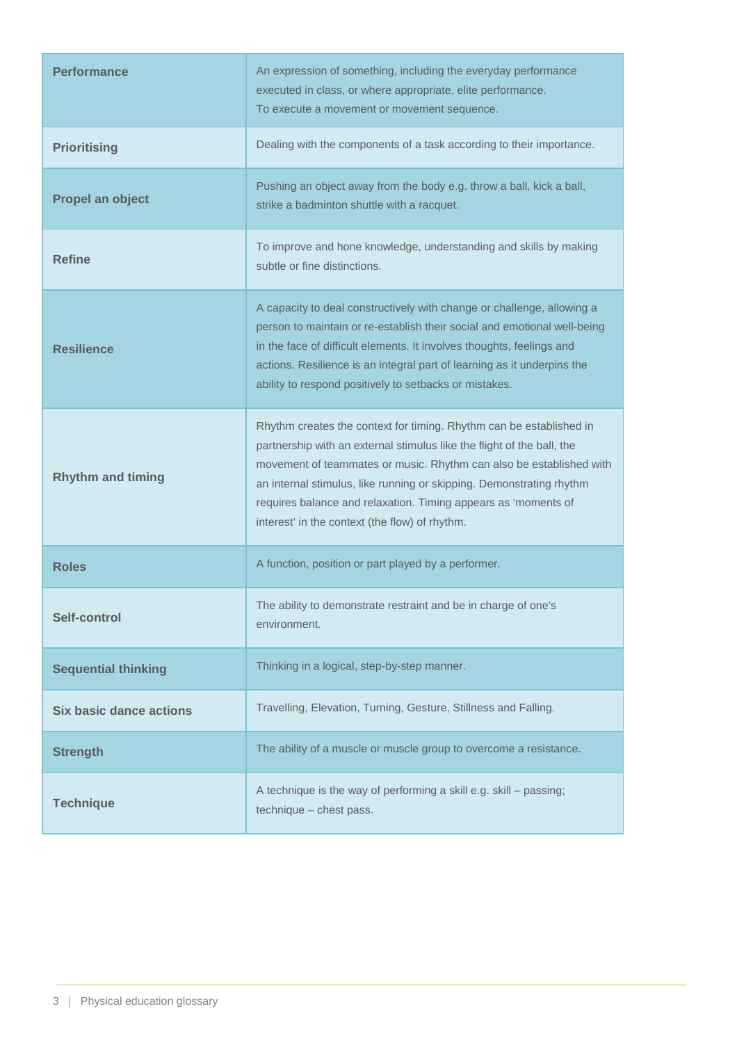| | |
|---|---|
| **Performance** | An expression of something, including the everyday performance executed in class, or where appropriate, elite performance. To execute a movement or movement sequence. |
| **Prioritising** | Dealing with the components of a task according to their importance. |
| **Propel an object** | Pushing an object away from the body e.g. throw a ball, kick a ball, strike a badminton shuttle with a racquet. |
| **Refine** | To improve and hone knowledge, understanding and skills by making subtle or fine distinctions. |
| **Resilience** | A capacity to deal constructively with change or challenge, allowing a person to maintain or re-establish their social and emotional well-being in the face of difficult elements. It involves thoughts, feelings and actions. Resilience is an integral part of learning as it underpins the ability to respond positively to setbacks or mistakes. |
| **Rhythm and timing** | Rhythm creates the context for timing. Rhythm can be established in partnership with an external stimulus like the flight of the ball, the movement of teammates or music. Rhythm can also be established with an internal stimulus, like running or skipping. Demonstrating rhythm requires balance and relaxation. Timing appears as 'moments of interest' in the context (the flow) of rhythm. |
| **Roles** | A function, position or part played by a performer. |
| **Self-control** | The ability to demonstrate restraint and be in charge of one's environment. |
| **Sequential thinking** | Thinking in a logical, step-by-step manner. |
| **Six basic dance actions** | Travelling, Elevation, Turning, Gesture, Stillness and Falling. |
| **Strength** | The ability of a muscle or muscle group to overcome a resistance. |
| **Technique** | A technique is the way of performing a skill e.g. skill – passing; technique – chest pass. |